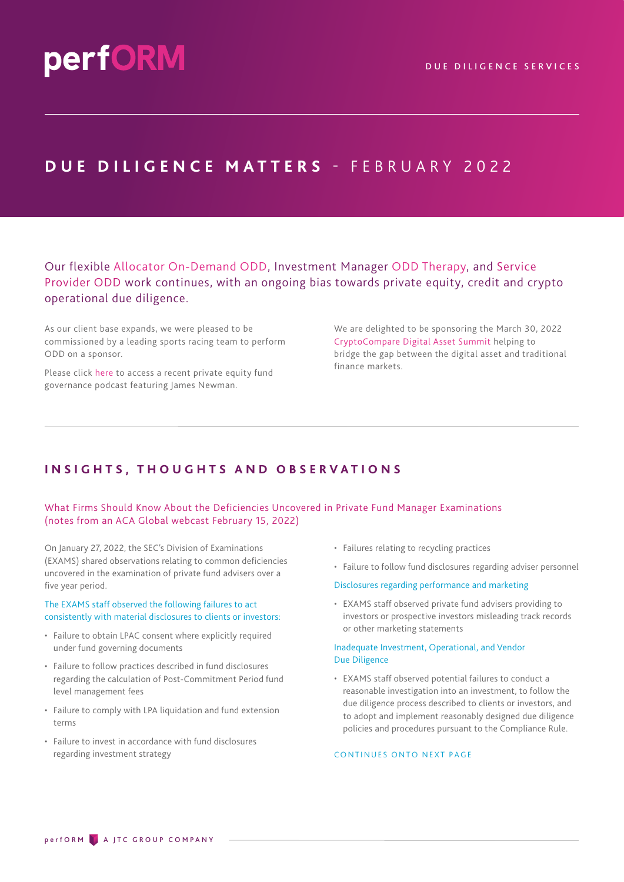# perfORM

DUE DILIGENCE SERVICES

## DUE DILIGENCE MATTERS - FEBRUARY 2022

Our flexible Allocator On-Demand ODD, Investment Manager ODD Therapy, and Service Provider ODD work continues, with an ongoing bias towards private equity, credit and crypto operational due diligence.

As our client base expands, we were pleased to be commissioned by a leading sports racing team to perform ODD on a sponsor.

Please click here to access a recent private equity fund governance podcast featuring James Newman.

We are delighted to be sponsoring the March 30, 2022 CryptoCompare Digital Asset Summit helping to bridge the gap between the digital asset and traditional finance markets.

## INSIGHTS, THOUGHTS AND OBSERVATIONS

### What Firms Should Know About the Deficiencies Uncovered in Private Fund Manager Examinations (notes from an ACA Global webcast February 15, 2022)

On January 27, 2022, the SEC's Division of Examinations (EXAMS) shared observations relating to common deficiencies uncovered in the examination of private fund advisers over a five year period.

The EXAMS staff observed the following failures to act consistently with material disclosures to clients or investors:

- Failure to obtain LPAC consent where explicitly required under fund governing documents
- Failure to follow practices described in fund disclosures regarding the calculation of Post-Commitment Period fund level management fees
- Failure to comply with LPA liquidation and fund extension terms
- Failure to invest in accordance with fund disclosures regarding investment strategy
- Failures relating to recycling practices
- Failure to follow fund disclosures regarding adviser personnel

Disclosures regarding performance and marketing

- EXAMS staff observed private fund advisers providing to investors or prospective investors misleading track records or other marketing statements

Inadequate Investment, Operational, and Vendor Due Diligence

- EXAMS staff observed potential failures to conduct a reasonable investigation into an investment, to follow the due diligence process described to clients or investors, and to adopt and implement reasonably designed due diligence policies and procedures pursuant to the Compliance Rule.

CONTINUES ONTO NEXT PAGE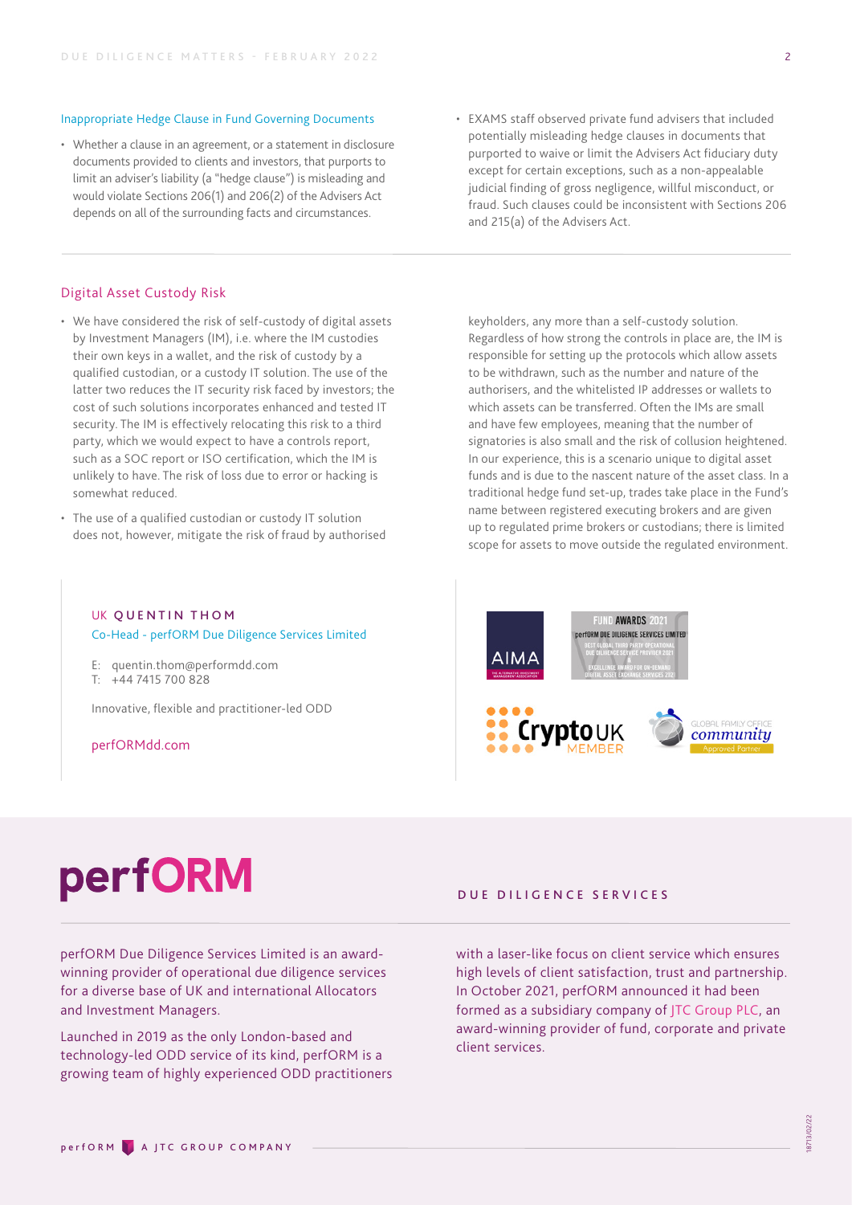## Inappropriate Hedge Clause in Fund Governing Documents

- Whether a clause in an agreement, or a statement in disclosure documents provided to clients and investors, that purports to limit an adviser's liability (a "hedge clause") is misleading and would violate Sections 206(1) and 206(2) of the Advisers Act depends on all of the surrounding facts and circumstances.
- EXAMS staff observed private fund advisers that included potentially misleading hedge clauses in documents that purported to waive or limit the Advisers Act fiduciary duty except for certain exceptions, such as a non-appealable judicial finding of gross negligence, willful misconduct, or fraud. Such clauses could be inconsistent with Sections 206 and 215(a) of the Advisers Act.

## Digital Asset Custody Risk

- We have considered the risk of self-custody of digital assets by Investment Managers (IM), i.e. where the IM custodies their own keys in a wallet, and the risk of custody by a qualified custodian, or a custody IT solution. The use of the latter two reduces the IT security risk faced by investors; the cost of such solutions incorporates enhanced and tested IT security. The IM is effectively relocating this risk to a third party, which we would expect to have a controls report, such as a SOC report or ISO certification, which the IM is unlikely to have. The risk of loss due to error or hacking is somewhat reduced.
- The use of a qualified custodian or custody IT solution does not, however, mitigate the risk of fraud by authorised keyholders, any more than a self-custody solution. Regardless of how strong the controls in place are, the IM is responsible for setting up the protocols which allow assets to be withdrawn, such as the number and nature of the authorisers, and the whitelisted IP addresses or wallets to which assets can be transferred. Often the IMs are small and have few employees, meaning that the number of signatories is also small and the risk of collusion heightened. In our experience, this is a scenario unique to digital asset funds and is due to the nascent nature of the asset class. In a traditional hedge fund set-up, trades take place in the Fund's name between registered executing brokers and are given up to regulated prime brokers or custodians; there is limited scope for assets to move outside the regulated environment.

UK **QUENTIN THOM**
Co-Head - perfORM Due Diligence Services Limited

E: quentin.thom@performdd.com
T: +44 7415 700 828

Innovative, flexible and practitioner-led ODD

perfORMdd.com

AIMA – THE ALTERNATIVE INVESTMENT MANAGEMENT ASSOCIATION

FUND AWARDS 2021
perfORM DUE DILIGENCE SERVICES LIMITED
BEST GLOBAL THIRD PARTY OPERATIONAL DUE DILIGENCE SERVICE PROVIDER 2021
&
EXCELLENCE AWARD FOR UN-SEMANU DIGITAL ASSET EXCHANGE SERVICES 2021

CryptoUK MEMBER

GLOBAL FAMILY OFFICE community Approved Partner

# perfORM

DUE DILIGENCE SERVICES

perfORM Due Diligence Services Limited is an award-winning provider of operational due diligence services for a diverse base of UK and international Allocators and Investment Managers.

Launched in 2019 as the only London-based and technology-led ODD service of its kind, perfORM is a growing team of highly experienced ODD practitioners with a laser-like focus on client service which ensures high levels of client satisfaction, trust and partnership. In October 2021, perfORM announced it had been formed as a subsidiary company of JTC Group PLC, an award-winning provider of fund, corporate and private client services.

perfORM A JTC GROUP COMPANY

18713/02/22